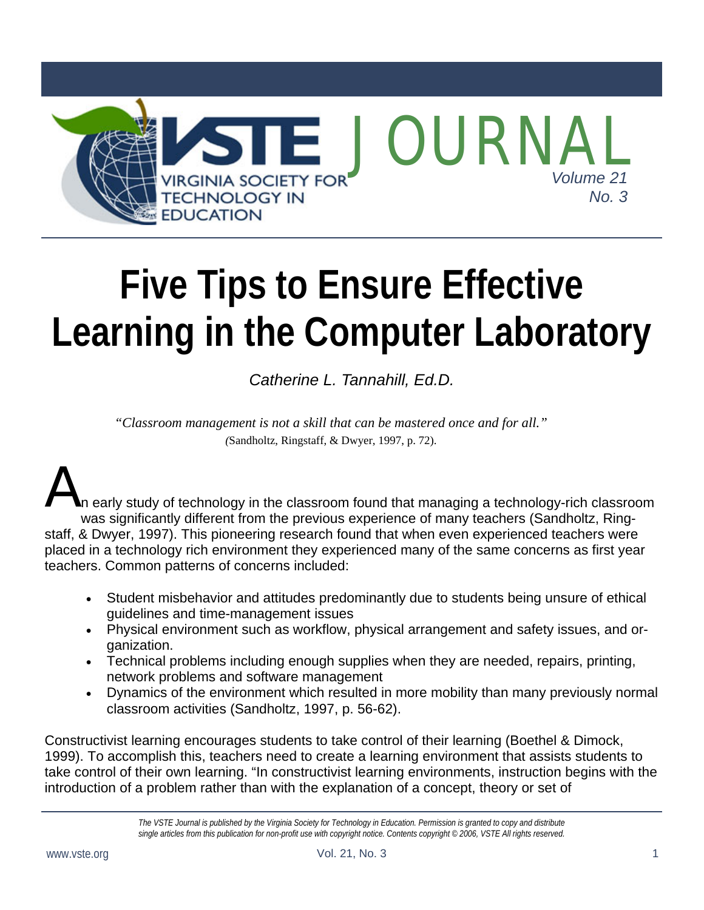# Five Tips to Ensure Effective Learning in the Computer Laboratory

*Catherine L. Tannahill, Ed.D.*

*"Classroom management is not a skill that can be mastered once and for all."*
(Sandholtz, Ringstaff, & Dwyer, 1997, p. 72).

An early study of technology in the classroom found that managing a technology-rich classroom was significantly different from the previous experience of many teachers (Sandholtz, Ringstaff, & Dwyer, 1997). This pioneering research found that when even experienced teachers were placed in a technology rich environment they experienced many of the same concerns as first year teachers. Common patterns of concerns included:

- Student misbehavior and attitudes predominantly due to students being unsure of ethical guidelines and time-management issues
- Physical environment such as workflow, physical arrangement and safety issues, and organization.
- Technical problems including enough supplies when they are needed, repairs, printing, network problems and software management
- Dynamics of the environment which resulted in more mobility than many previously normal classroom activities (Sandholtz, 1997, p. 56-62).

Constructivist learning encourages students to take control of their learning (Boethel & Dimock, 1999). To accomplish this, teachers need to create a learning environment that assists students to take control of their own learning. "In constructivist learning environments, instruction begins with the introduction of a problem rather than with the explanation of a concept, theory or set of

*The VSTE Journal is published by the Virginia Society for Technology in Education. Permission is granted to copy and distribute single articles from this publication for non-profit use with copyright notice. Contents copyright © 2006, VSTE All rights reserved.*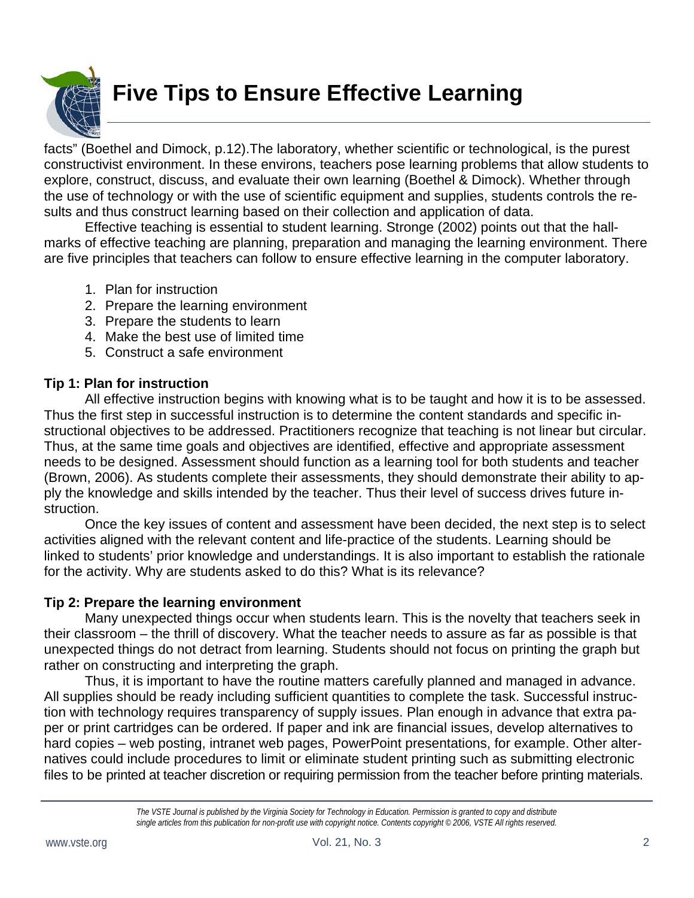facts" (Boethel and Dimock, p.12).The laboratory, whether scientific or technological, is the purest constructivist environment. In these environs, teachers pose learning problems that allow students to explore, construct, discuss, and evaluate their own learning (Boethel & Dimock). Whether through the use of technology or with the use of scientific equipment and supplies, students controls the results and thus construct learning based on their collection and application of data.

Effective teaching is essential to student learning. Stronge (2002) points out that the hallmarks of effective teaching are planning, preparation and managing the learning environment. There are five principles that teachers can follow to ensure effective learning in the computer laboratory.

1. Plan for instruction
2. Prepare the learning environment
3. Prepare the students to learn
4. Make the best use of limited time
5. Construct a safe environment

**Tip 1: Plan for instruction**

All effective instruction begins with knowing what is to be taught and how it is to be assessed. Thus the first step in successful instruction is to determine the content standards and specific instructional objectives to be addressed. Practitioners recognize that teaching is not linear but circular. Thus, at the same time goals and objectives are identified, effective and appropriate assessment needs to be designed. Assessment should function as a learning tool for both students and teacher (Brown, 2006). As students complete their assessments, they should demonstrate their ability to apply the knowledge and skills intended by the teacher. Thus their level of success drives future instruction.

Once the key issues of content and assessment have been decided, the next step is to select activities aligned with the relevant content and life-practice of the students. Learning should be linked to students' prior knowledge and understandings. It is also important to establish the rationale for the activity. Why are students asked to do this? What is its relevance?

**Tip 2: Prepare the learning environment**

Many unexpected things occur when students learn. This is the novelty that teachers seek in their classroom – the thrill of discovery. What the teacher needs to assure as far as possible is that unexpected things do not detract from learning. Students should not focus on printing the graph but rather on constructing and interpreting the graph.

Thus, it is important to have the routine matters carefully planned and managed in advance. All supplies should be ready including sufficient quantities to complete the task. Successful instruction with technology requires transparency of supply issues. Plan enough in advance that extra paper or print cartridges can be ordered. If paper and ink are financial issues, develop alternatives to hard copies – web posting, intranet web pages, PowerPoint presentations, for example. Other alternatives could include procedures to limit or eliminate student printing such as submitting electronic files to be printed at teacher discretion or requiring permission from the teacher before printing materials.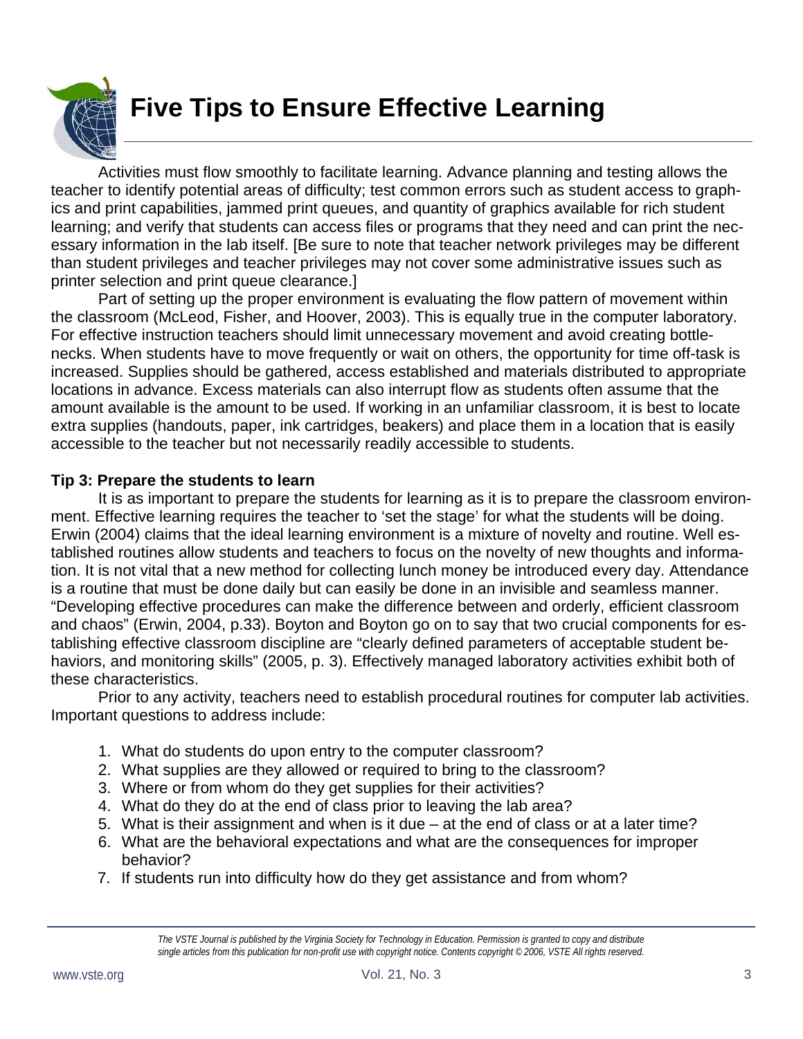# Five Tips to Ensure Effective Learning

Activities must flow smoothly to facilitate learning. Advance planning and testing allows the teacher to identify potential areas of difficulty; test common errors such as student access to graphics and print capabilities, jammed print queues, and quantity of graphics available for rich student learning; and verify that students can access files or programs that they need and can print the necessary information in the lab itself. [Be sure to note that teacher network privileges may be different than student privileges and teacher privileges may not cover some administrative issues such as printer selection and print queue clearance.]

Part of setting up the proper environment is evaluating the flow pattern of movement within the classroom (McLeod, Fisher, and Hoover, 2003). This is equally true in the computer laboratory. For effective instruction teachers should limit unnecessary movement and avoid creating bottlenecks. When students have to move frequently or wait on others, the opportunity for time off-task is increased. Supplies should be gathered, access established and materials distributed to appropriate locations in advance. Excess materials can also interrupt flow as students often assume that the amount available is the amount to be used. If working in an unfamiliar classroom, it is best to locate extra supplies (handouts, paper, ink cartridges, beakers) and place them in a location that is easily accessible to the teacher but not necessarily readily accessible to students.

### Tip 3: Prepare the students to learn

It is as important to prepare the students for learning as it is to prepare the classroom environment. Effective learning requires the teacher to 'set the stage' for what the students will be doing. Erwin (2004) claims that the ideal learning environment is a mixture of novelty and routine. Well established routines allow students and teachers to focus on the novelty of new thoughts and information. It is not vital that a new method for collecting lunch money be introduced every day. Attendance is a routine that must be done daily but can easily be done in an invisible and seamless manner. "Developing effective procedures can make the difference between and orderly, efficient classroom and chaos" (Erwin, 2004, p.33). Boyton and Boyton go on to say that two crucial components for establishing effective classroom discipline are "clearly defined parameters of acceptable student behaviors, and monitoring skills" (2005, p. 3). Effectively managed laboratory activities exhibit both of these characteristics.

Prior to any activity, teachers need to establish procedural routines for computer lab activities. Important questions to address include:

1. What do students do upon entry to the computer classroom?
2. What supplies are they allowed or required to bring to the classroom?
3. Where or from whom do they get supplies for their activities?
4. What do they do at the end of class prior to leaving the lab area?
5. What is their assignment and when is it due – at the end of class or at a later time?
6. What are the behavioral expectations and what are the consequences for improper behavior?
7. If students run into difficulty how do they get assistance and from whom?

*The VSTE Journal is published by the Virginia Society for Technology in Education. Permission is granted to copy and distribute single articles from this publication for non-profit use with copyright notice. Contents copyright © 2006, VSTE All rights reserved.*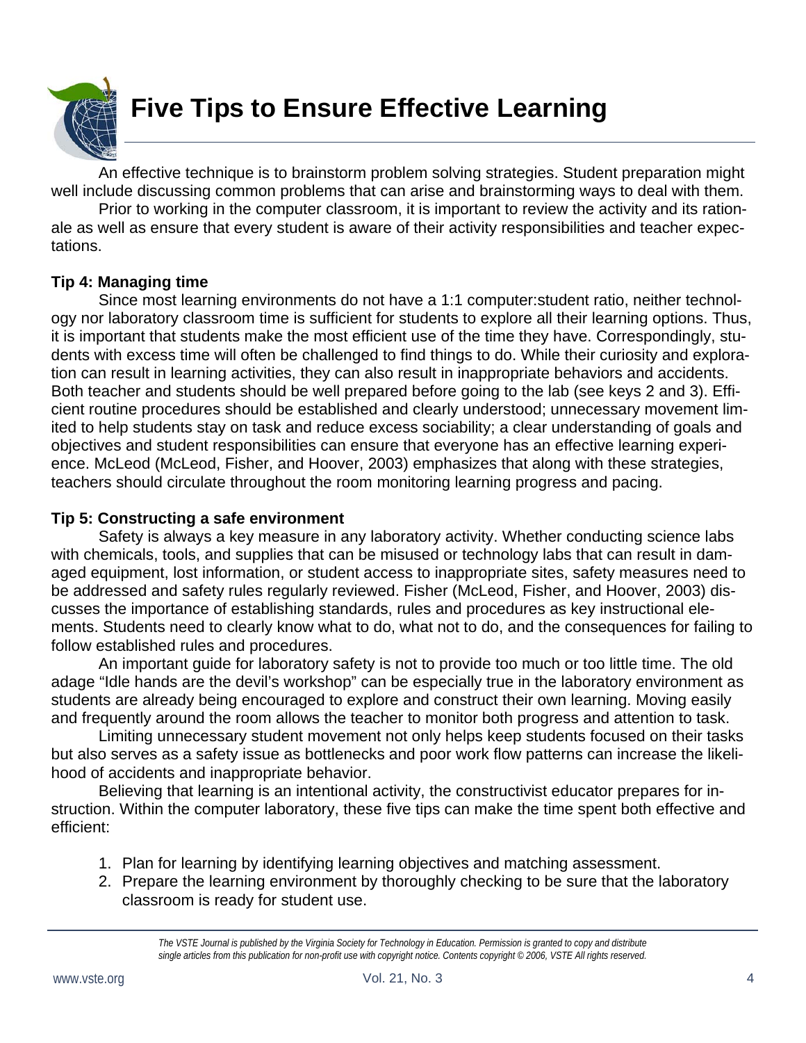# Five Tips to Ensure Effective Learning

An effective technique is to brainstorm problem solving strategies. Student preparation might well include discussing common problems that can arise and brainstorming ways to deal with them.

Prior to working in the computer classroom, it is important to review the activity and its rationale as well as ensure that every student is aware of their activity responsibilities and teacher expectations.

**Tip 4: Managing time**

Since most learning environments do not have a 1:1 computer:student ratio, neither technology nor laboratory classroom time is sufficient for students to explore all their learning options. Thus, it is important that students make the most efficient use of the time they have. Correspondingly, students with excess time will often be challenged to find things to do. While their curiosity and exploration can result in learning activities, they can also result in inappropriate behaviors and accidents. Both teacher and students should be well prepared before going to the lab (see keys 2 and 3). Efficient routine procedures should be established and clearly understood; unnecessary movement limited to help students stay on task and reduce excess sociability; a clear understanding of goals and objectives and student responsibilities can ensure that everyone has an effective learning experience. McLeod (McLeod, Fisher, and Hoover, 2003) emphasizes that along with these strategies, teachers should circulate throughout the room monitoring learning progress and pacing.

**Tip 5: Constructing a safe environment**

Safety is always a key measure in any laboratory activity. Whether conducting science labs with chemicals, tools, and supplies that can be misused or technology labs that can result in damaged equipment, lost information, or student access to inappropriate sites, safety measures need to be addressed and safety rules regularly reviewed. Fisher (McLeod, Fisher, and Hoover, 2003) discusses the importance of establishing standards, rules and procedures as key instructional elements. Students need to clearly know what to do, what not to do, and the consequences for failing to follow established rules and procedures.

An important guide for laboratory safety is not to provide too much or too little time. The old adage "Idle hands are the devil's workshop" can be especially true in the laboratory environment as students are already being encouraged to explore and construct their own learning. Moving easily and frequently around the room allows the teacher to monitor both progress and attention to task.

Limiting unnecessary student movement not only helps keep students focused on their tasks but also serves as a safety issue as bottlenecks and poor work flow patterns can increase the likelihood of accidents and inappropriate behavior.

Believing that learning is an intentional activity, the constructivist educator prepares for instruction. Within the computer laboratory, these five tips can make the time spent both effective and efficient:

1. Plan for learning by identifying learning objectives and matching assessment.
2. Prepare the learning environment by thoroughly checking to be sure that the laboratory classroom is ready for student use.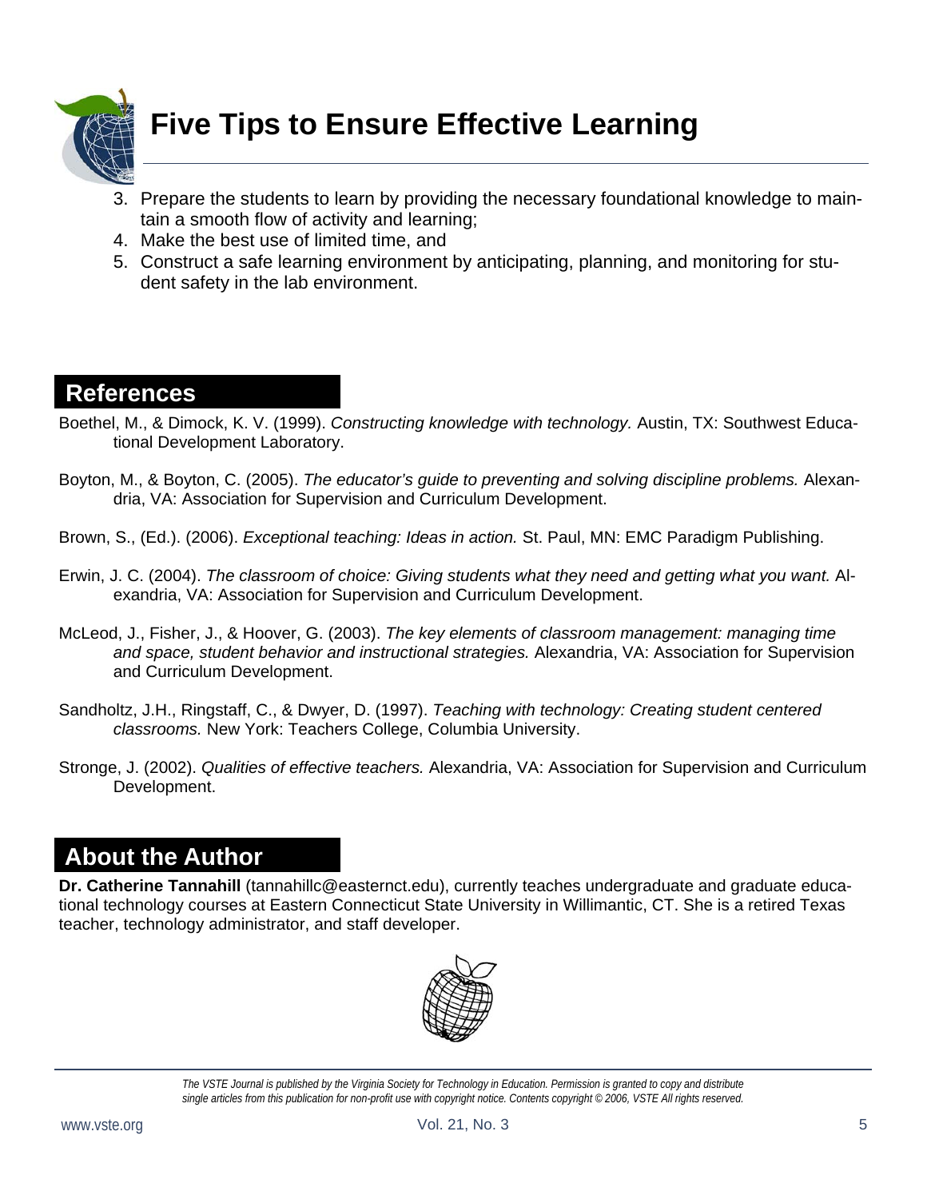# Five Tips to Ensure Effective Learning

3. Prepare the students to learn by providing the necessary foundational knowledge to maintain a smooth flow of activity and learning;
4. Make the best use of limited time, and
5. Construct a safe learning environment by anticipating, planning, and monitoring for student safety in the lab environment.

## References

Boethel, M., & Dimock, K. V. (1999). *Constructing knowledge with technology.* Austin, TX: Southwest Educational Development Laboratory.

Boyton, M., & Boyton, C. (2005). *The educator's guide to preventing and solving discipline problems.* Alexandria, VA: Association for Supervision and Curriculum Development.

Brown, S., (Ed.). (2006). *Exceptional teaching: Ideas in action.* St. Paul, MN: EMC Paradigm Publishing.

Erwin, J. C. (2004). *The classroom of choice: Giving students what they need and getting what you want.* Alexandria, VA: Association for Supervision and Curriculum Development.

McLeod, J., Fisher, J., & Hoover, G. (2003). *The key elements of classroom management: managing time and space, student behavior and instructional strategies.* Alexandria, VA: Association for Supervision and Curriculum Development.

Sandholtz, J.H., Ringstaff, C., & Dwyer, D. (1997). *Teaching with technology: Creating student centered classrooms.* New York: Teachers College, Columbia University.

Stronge, J. (2002). *Qualities of effective teachers.* Alexandria, VA: Association for Supervision and Curriculum Development.

## About the Author

**Dr. Catherine Tannahill** (tannahillc@easternct.edu), currently teaches undergraduate and graduate educational technology courses at Eastern Connecticut State University in Willimantic, CT. She is a retired Texas teacher, technology administrator, and staff developer.

*The VSTE Journal is published by the Virginia Society for Technology in Education. Permission is granted to copy and distribute single articles from this publication for non-profit use with copyright notice. Contents copyright © 2006, VSTE All rights reserved.*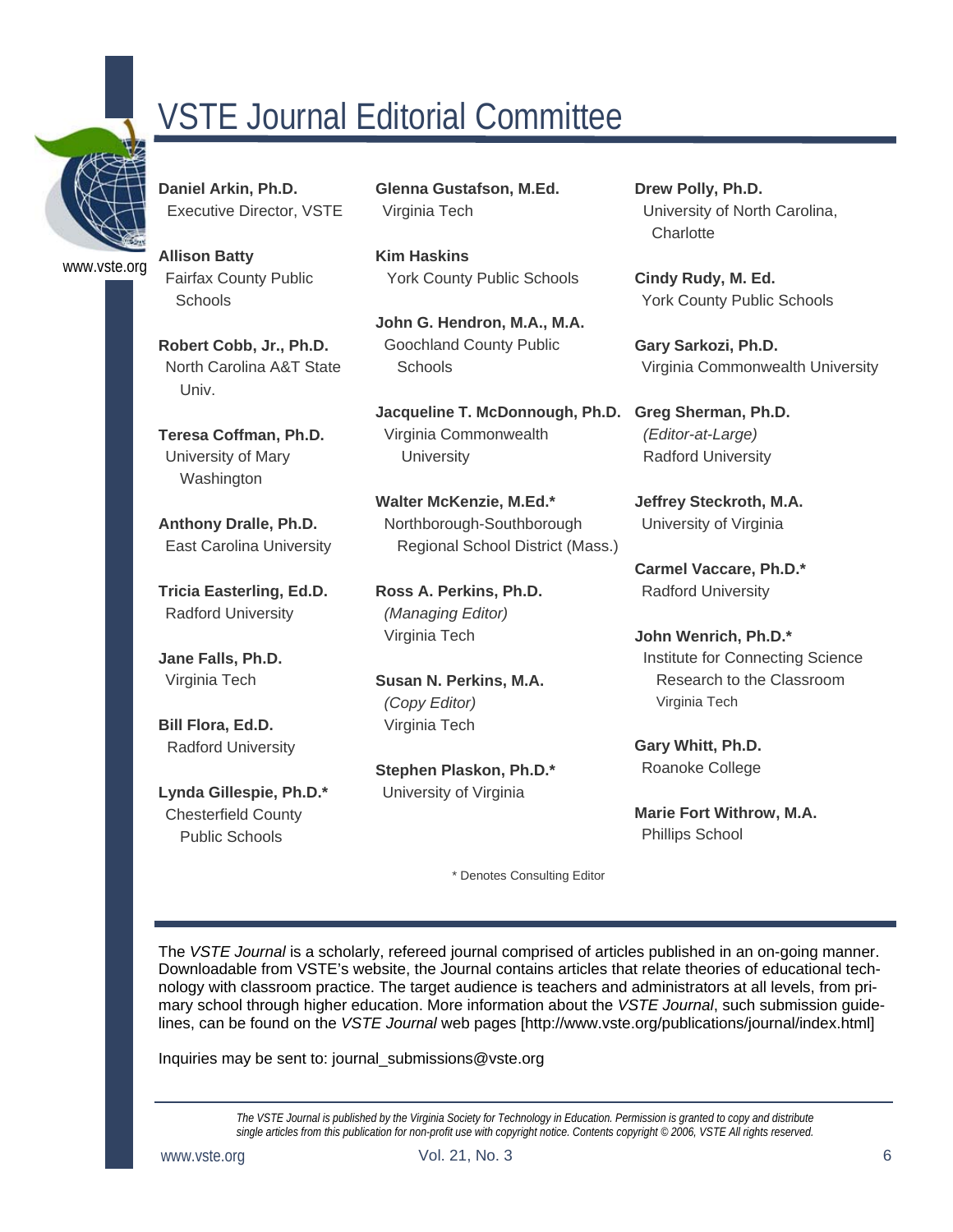# VSTE Journal Editorial Committee

**Daniel Arkin, Ph.D.**
Executive Director, VSTE

**Allison Batty**
Fairfax County Public Schools

**Robert Cobb, Jr., Ph.D.**
North Carolina A&T State Univ.

**Teresa Coffman, Ph.D.**
University of Mary Washington

**Anthony Dralle, Ph.D.**
East Carolina University

**Tricia Easterling, Ed.D.**
Radford University

**Jane Falls, Ph.D.**
Virginia Tech

**Bill Flora, Ed.D.**
Radford University

**Lynda Gillespie, Ph.D.***
Chesterfield County Public Schools

**Glenna Gustafson, M.Ed.**
Virginia Tech

**Kim Haskins**
York County Public Schools

**John G. Hendron, M.A., M.A.**
Goochland County Public Schools

**Jacqueline T. McDonnough, Ph.D.**
Virginia Commonwealth University

**Walter McKenzie, M.Ed.***
Northborough-Southborough Regional School District (Mass.)

**Ross A. Perkins, Ph.D.**
*(Managing Editor)*
Virginia Tech

**Susan N. Perkins, M.A.**
*(Copy Editor)*
Virginia Tech

**Stephen Plaskon, Ph.D.***
University of Virginia

**Drew Polly, Ph.D.**
University of North Carolina, Charlotte

**Cindy Rudy, M. Ed.**
York County Public Schools

**Gary Sarkozi, Ph.D.**
Virginia Commonwealth University

**Greg Sherman, Ph.D.**
*(Editor-at-Large)*
Radford University

**Jeffrey Steckroth, M.A.**
University of Virginia

**Carmel Vaccare, Ph.D.***
Radford University

**John Wenrich, Ph.D.***
Institute for Connecting Science Research to the Classroom
Virginia Tech

**Gary Whitt, Ph.D.**
Roanoke College

**Marie Fort Withrow, M.A.**
Phillips School

* Denotes Consulting Editor

The *VSTE Journal* is a scholarly, refereed journal comprised of articles published in an on-going manner. Downloadable from VSTE's website, the Journal contains articles that relate theories of educational technology with classroom practice. The target audience is teachers and administrators at all levels, from primary school through higher education. More information about the *VSTE Journal*, such submission guidelines, can be found on the *VSTE Journal* web pages [http://www.vste.org/publications/journal/index.html]

Inquiries may be sent to: journal_submissions@vste.org

*The VSTE Journal is published by the Virginia Society for Technology in Education. Permission is granted to copy and distribute single articles from this publication for non-profit use with copyright notice. Contents copyright © 2006, VSTE All rights reserved.*